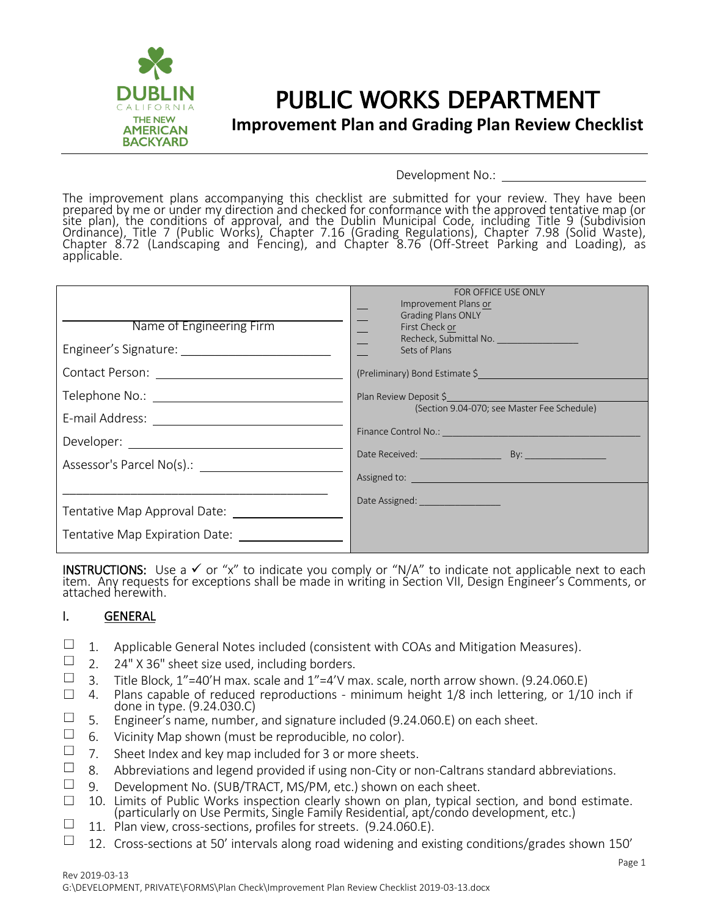DUBLIN
CALIFORNIA
THE NEW AMERICAN BACKYARD

# PUBLIC WORKS DEPARTMENT

## Improvement Plan and Grading Plan Review Checklist

Development No.: ____________________

The improvement plans accompanying this checklist are submitted for your review. They have been prepared by me or under my direction and checked for conformance with the approved tentative map (or site plan), the conditions of approval, and the Dublin Municipal Code, including Title 9 (Subdivision Ordinance), Title 7 (Public Works), Chapter 7.16 (Grading Regulations), Chapter 7.98 (Solid Waste), Chapter 8.72 (Landscaping and Fencing), and Chapter 8.76 (Off-Street Parking and Loading), as applicable.

| | FOR OFFICE USE ONLY |
|---|---|
| ____________________ Name of Engineering Firm | __ Improvement Plans or<br>__ Grading Plans ONLY<br>__ First Check or<br>__ Recheck, Submittal No. ____________<br>__ Sets of Plans |
| Engineer's Signature: ____________________ | |
| Contact Person: ____________________ | (Preliminary) Bond Estimate $____________ |
| Telephone No.: ____________________ | Plan Review Deposit $____________ (Section 9.04-070; see Master Fee Schedule) |
| E-mail Address: ____________________ | |
| Developer: ____________________ | Finance Control No.: ____________ |
| Assessor's Parcel No(s).: ____________________ | Date Received: ____________ By: ____________ |
| ____________________ | Assigned to: ____________ |
| Tentative Map Approval Date: ____________ | Date Assigned: ____________ |
| Tentative Map Expiration Date: ____________ | |

**INSTRUCTIONS:** Use a ✓ or "x" to indicate you comply or "N/A" to indicate not applicable next to each item. Any requests for exceptions shall be made in writing in Section VII, Design Engineer's Comments, or attached herewith.

## I. GENERAL

- ☐ 1. Applicable General Notes included (consistent with COAs and Mitigation Measures).
- ☐ 2. 24" X 36" sheet size used, including borders.
- ☐ 3. Title Block, 1"=40'H max. scale and 1"=4'V max. scale, north arrow shown. (9.24.060.E)
- ☐ 4. Plans capable of reduced reproductions - minimum height 1/8 inch lettering, or 1/10 inch if done in type. (9.24.030.C)
- ☐ 5. Engineer's name, number, and signature included (9.24.060.E) on each sheet.
- ☐ 6. Vicinity Map shown (must be reproducible, no color).
- ☐ 7. Sheet Index and key map included for 3 or more sheets.
- ☐ 8. Abbreviations and legend provided if using non-City or non-Caltrans standard abbreviations.
- ☐ 9. Development No. (SUB/TRACT, MS/PM, etc.) shown on each sheet.
- ☐ 10. Limits of Public Works inspection clearly shown on plan, typical section, and bond estimate. (particularly on Use Permits, Single Family Residential, apt/condo development, etc.)
- ☐ 11. Plan view, cross-sections, profiles for streets. (9.24.060.E).
- ☐ 12. Cross-sections at 50' intervals along road widening and existing conditions/grades shown 150'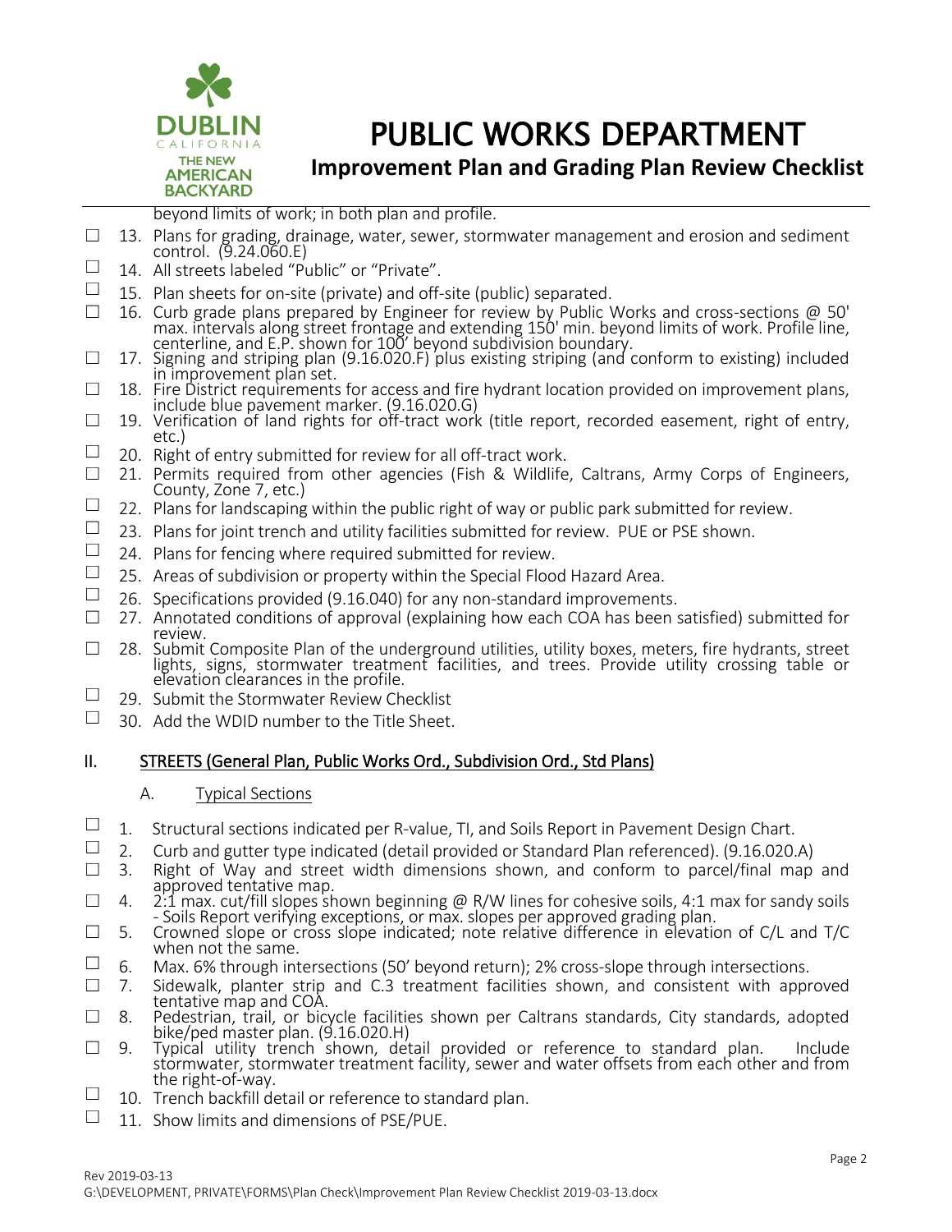beyond limits of work; in both plan and profile.

- ☐ 13. Plans for grading, drainage, water, sewer, stormwater management and erosion and sediment control. (9.24.060.E)
- ☐ 14. All streets labeled “Public” or “Private”.
- ☐ 15. Plan sheets for on-site (private) and off-site (public) separated.
- ☐ 16. Curb grade plans prepared by Engineer for review by Public Works and cross-sections @ 50' max. intervals along street frontage and extending 150' min. beyond limits of work. Profile line, centerline, and E.P. shown for 100’ beyond subdivision boundary.
- ☐ 17. Signing and striping plan (9.16.020.F) plus existing striping (and conform to existing) included in improvement plan set.
- ☐ 18. Fire District requirements for access and fire hydrant location provided on improvement plans, include blue pavement marker. (9.16.020.G)
- ☐ 19. Verification of land rights for off-tract work (title report, recorded easement, right of entry, etc.)
- ☐ 20. Right of entry submitted for review for all off-tract work.
- ☐ 21. Permits required from other agencies (Fish & Wildlife, Caltrans, Army Corps of Engineers, County, Zone 7, etc.)
- ☐ 22. Plans for landscaping within the public right of way or public park submitted for review.
- ☐ 23. Plans for joint trench and utility facilities submitted for review. PUE or PSE shown.
- ☐ 24. Plans for fencing where required submitted for review.
- ☐ 25. Areas of subdivision or property within the Special Flood Hazard Area.
- ☐ 26. Specifications provided (9.16.040) for any non-standard improvements.
- ☐ 27. Annotated conditions of approval (explaining how each COA has been satisfied) submitted for review.
- ☐ 28. Submit Composite Plan of the underground utilities, utility boxes, meters, fire hydrants, street lights, signs, stormwater treatment facilities, and trees. Provide utility crossing table or elevation clearances in the profile.
- ☐ 29. Submit the Stormwater Review Checklist
- ☐ 30. Add the WDID number to the Title Sheet.

## II. STREETS (General Plan, Public Works Ord., Subdivision Ord., Std Plans)

### A. Typical Sections

- ☐ 1. Structural sections indicated per R-value, TI, and Soils Report in Pavement Design Chart.
- ☐ 2. Curb and gutter type indicated (detail provided or Standard Plan referenced). (9.16.020.A)
- ☐ 3. Right of Way and street width dimensions shown, and conform to parcel/final map and approved tentative map.
- ☐ 4. 2:1 max. cut/fill slopes shown beginning @ R/W lines for cohesive soils, 4:1 max for sandy soils - Soils Report verifying exceptions, or max. slopes per approved grading plan.
- ☐ 5. Crowned slope or cross slope indicated; note relative difference in elevation of C/L and T/C when not the same.
- ☐ 6. Max. 6% through intersections (50’ beyond return); 2% cross-slope through intersections.
- ☐ 7. Sidewalk, planter strip and C.3 treatment facilities shown, and consistent with approved tentative map and COA.
- ☐ 8. Pedestrian, trail, or bicycle facilities shown per Caltrans standards, City standards, adopted bike/ped master plan. (9.16.020.H)
- ☐ 9. Typical utility trench shown, detail provided or reference to standard plan. Include stormwater, stormwater treatment facility, sewer and water offsets from each other and from the right-of-way.
- ☐ 10. Trench backfill detail or reference to standard plan.
- ☐ 11. Show limits and dimensions of PSE/PUE.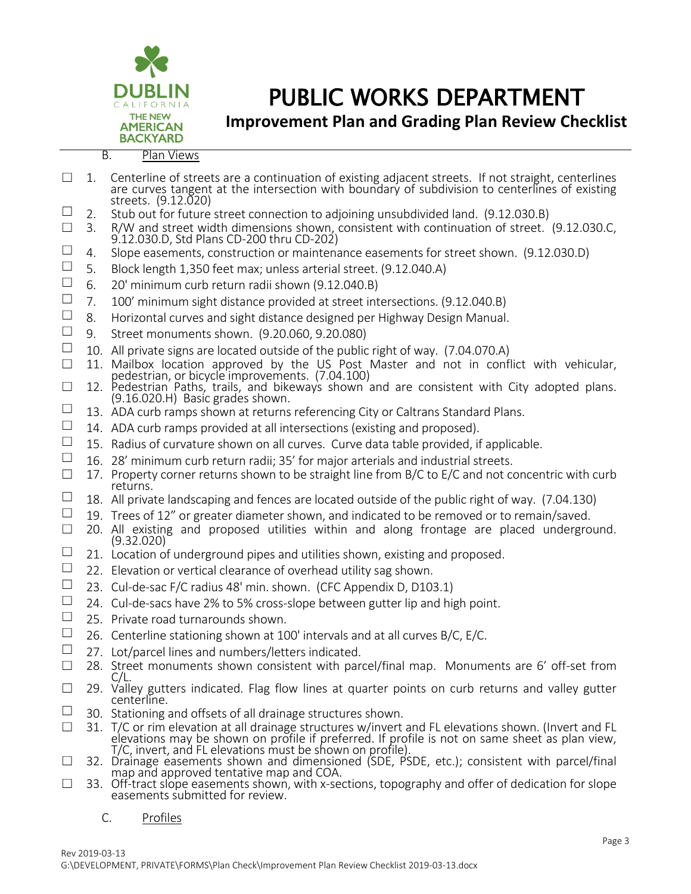B. Plan Views

- ☐ 1. Centerline of streets are a continuation of existing adjacent streets. If not straight, centerlines are curves tangent at the intersection with boundary of subdivision to centerlines of existing streets. (9.12.020)
- ☐ 2. Stub out for future street connection to adjoining unsubdivided land. (9.12.030.B)
- ☐ 3. R/W and street width dimensions shown, consistent with continuation of street. (9.12.030.C, 9.12.030.D, Std Plans CD-200 thru CD-202)
- ☐ 4. Slope easements, construction or maintenance easements for street shown. (9.12.030.D)
- ☐ 5. Block length 1,350 feet max; unless arterial street. (9.12.040.A)
- ☐ 6. 20' minimum curb return radii shown (9.12.040.B)
- ☐ 7. 100' minimum sight distance provided at street intersections. (9.12.040.B)
- ☐ 8. Horizontal curves and sight distance designed per Highway Design Manual.
- ☐ 9. Street monuments shown. (9.20.060, 9.20.080)
- ☐ 10. All private signs are located outside of the public right of way. (7.04.070.A)
- ☐ 11. Mailbox location approved by the US Post Master and not in conflict with vehicular, pedestrian, or bicycle improvements. (7.04.100)
- ☐ 12. Pedestrian Paths, trails, and bikeways shown and are consistent with City adopted plans. (9.16.020.H) Basic grades shown.
- ☐ 13. ADA curb ramps shown at returns referencing City or Caltrans Standard Plans.
- ☐ 14. ADA curb ramps provided at all intersections (existing and proposed).
- ☐ 15. Radius of curvature shown on all curves. Curve data table provided, if applicable.
- ☐ 16. 28' minimum curb return radii; 35' for major arterials and industrial streets.
- ☐ 17. Property corner returns shown to be straight line from B/C to E/C and not concentric with curb returns.
- ☐ 18. All private landscaping and fences are located outside of the public right of way. (7.04.130)
- ☐ 19. Trees of 12" or greater diameter shown, and indicated to be removed or to remain/saved.
- ☐ 20. All existing and proposed utilities within and along frontage are placed underground. (9.32.020)
- ☐ 21. Location of underground pipes and utilities shown, existing and proposed.
- ☐ 22. Elevation or vertical clearance of overhead utility sag shown.
- ☐ 23. Cul-de-sac F/C radius 48' min. shown. (CFC Appendix D, D103.1)
- ☐ 24. Cul-de-sacs have 2% to 5% cross-slope between gutter lip and high point.
- ☐ 25. Private road turnarounds shown.
- ☐ 26. Centerline stationing shown at 100' intervals and at all curves B/C, E/C.
- ☐ 27. Lot/parcel lines and numbers/letters indicated.
- ☐ 28. Street monuments shown consistent with parcel/final map. Monuments are 6' off-set from C/L.
- ☐ 29. Valley gutters indicated. Flag flow lines at quarter points on curb returns and valley gutter centerline.
- ☐ 30. Stationing and offsets of all drainage structures shown.
- ☐ 31. T/C or rim elevation at all drainage structures w/invert and FL elevations shown. (Invert and FL elevations may be shown on profile if preferred. If profile is not on same sheet as plan view, T/C, invert, and FL elevations must be shown on profile).
- ☐ 32. Drainage easements shown and dimensioned (SDE, PSDE, etc.); consistent with parcel/final map and approved tentative map and COA.
- ☐ 33. Off-tract slope easements shown, with x-sections, topography and offer of dedication for slope easements submitted for review.

C. Profiles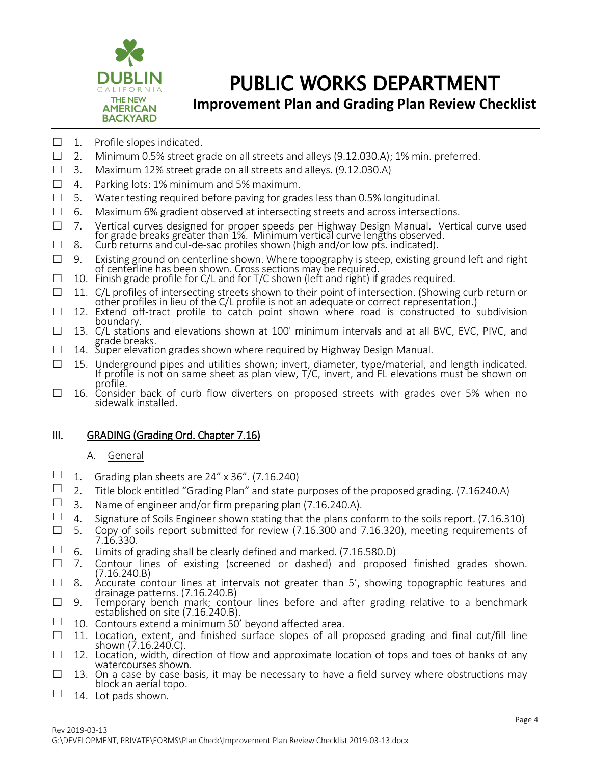# PUBLIC WORKS DEPARTMENT

## Improvement Plan and Grading Plan Review Checklist

- ☐ 1. Profile slopes indicated.
- ☐ 2. Minimum 0.5% street grade on all streets and alleys (9.12.030.A); 1% min. preferred.
- ☐ 3. Maximum 12% street grade on all streets and alleys. (9.12.030.A)
- ☐ 4. Parking lots: 1% minimum and 5% maximum.
- ☐ 5. Water testing required before paving for grades less than 0.5% longitudinal.
- ☐ 6. Maximum 6% gradient observed at intersecting streets and across intersections.
- ☐ 7. Vertical curves designed for proper speeds per Highway Design Manual. Vertical curve used for grade breaks greater than 1%. Minimum vertical curve lengths observed.
- ☐ 8. Curb returns and cul-de-sac profiles shown (high and/or low pts. indicated).
- ☐ 9. Existing ground on centerline shown. Where topography is steep, existing ground left and right of centerline has been shown. Cross sections may be required.
- ☐ 10. Finish grade profile for C/L and for T/C shown (left and right) if grades required.
- ☐ 11. C/L profiles of intersecting streets shown to their point of intersection. (Showing curb return or other profiles in lieu of the C/L profile is not an adequate or correct representation.)
- ☐ 12. Extend off-tract profile to catch point shown where road is constructed to subdivision boundary.
- ☐ 13. C/L stations and elevations shown at 100' minimum intervals and at all BVC, EVC, PIVC, and grade breaks.
- ☐ 14. Super elevation grades shown where required by Highway Design Manual.
- ☐ 15. Underground pipes and utilities shown; invert, diameter, type/material, and length indicated. If profile is not on same sheet as plan view, T/C, invert, and FL elevations must be shown on profile.
- ☐ 16. Consider back of curb flow diverters on proposed streets with grades over 5% when no sidewalk installed.

## III. GRADING (Grading Ord. Chapter 7.16)

### A. General

- ☐ 1. Grading plan sheets are 24" x 36". (7.16.240)
- ☐ 2. Title block entitled "Grading Plan" and state purposes of the proposed grading. (7.16240.A)
- ☐ 3. Name of engineer and/or firm preparing plan (7.16.240.A).
- ☐ 4. Signature of Soils Engineer shown stating that the plans conform to the soils report. (7.16.310)
- ☐ 5. Copy of soils report submitted for review (7.16.300 and 7.16.320), meeting requirements of 7.16.330.
- ☐ 6. Limits of grading shall be clearly defined and marked. (7.16.580.D)
- ☐ 7. Contour lines of existing (screened or dashed) and proposed finished grades shown. (7.16.240.B)
- ☐ 8. Accurate contour lines at intervals not greater than 5', showing topographic features and drainage patterns. (7.16.240.B)
- ☐ 9. Temporary bench mark; contour lines before and after grading relative to a benchmark established on site (7.16.240.B).
- ☐ 10. Contours extend a minimum 50' beyond affected area.
- ☐ 11. Location, extent, and finished surface slopes of all proposed grading and final cut/fill line shown (7.16.240.C).
- ☐ 12. Location, width, direction of flow and approximate location of tops and toes of banks of any watercourses shown.
- ☐ 13. On a case by case basis, it may be necessary to have a field survey where obstructions may block an aerial topo.
- ☐ 14. Lot pads shown.

Rev 2019-03-13
G:\DEVELOPMENT, PRIVATE\FORMS\Plan Check\Improvement Plan Review Checklist 2019-03-13.docx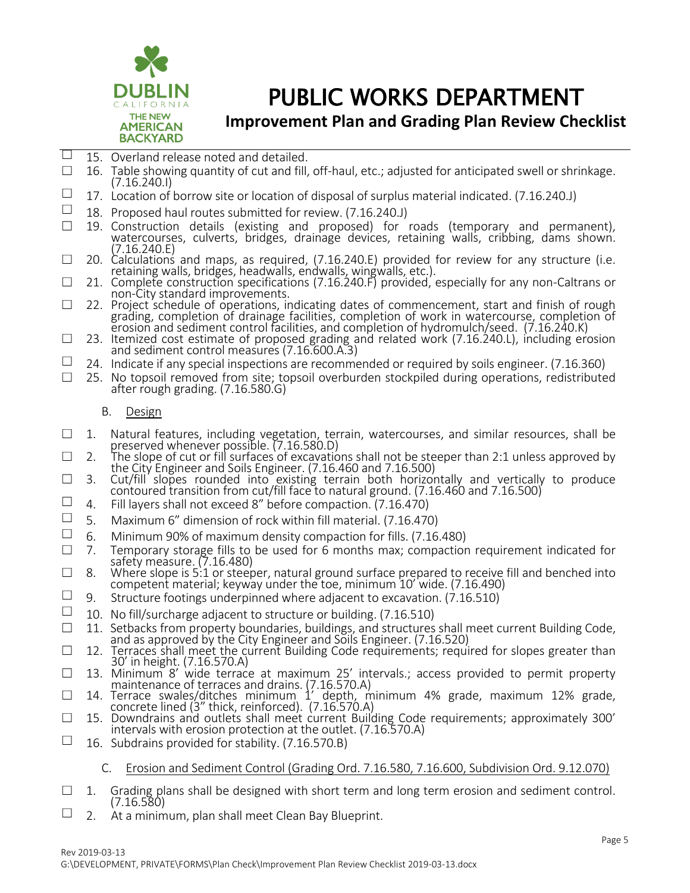- ☐ 15. Overland release noted and detailed.
- ☐ 16. Table showing quantity of cut and fill, off-haul, etc.; adjusted for anticipated swell or shrinkage. (7.16.240.I)
- ☐ 17. Location of borrow site or location of disposal of surplus material indicated. (7.16.240.J)
- ☐ 18. Proposed haul routes submitted for review. (7.16.240.J)
- ☐ 19. Construction details (existing and proposed) for roads (temporary and permanent), watercourses, culverts, bridges, drainage devices, retaining walls, cribbing, dams shown. (7.16.240.E)
- ☐ 20. Calculations and maps, as required, (7.16.240.E) provided for review for any structure (i.e. retaining walls, bridges, headwalls, endwalls, wingwalls, etc.).
- ☐ 21. Complete construction specifications (7.16.240.F) provided, especially for any non-Caltrans or non-City standard improvements.
- ☐ 22. Project schedule of operations, indicating dates of commencement, start and finish of rough grading, completion of drainage facilities, completion of work in watercourse, completion of erosion and sediment control facilities, and completion of hydromulch/seed. (7.16.240.K)
- ☐ 23. Itemized cost estimate of proposed grading and related work (7.16.240.L), including erosion and sediment control measures (7.16.600.A.3)
- ☐ 24. Indicate if any special inspections are recommended or required by soils engineer. (7.16.360)
- ☐ 25. No topsoil removed from site; topsoil overburden stockpiled during operations, redistributed after rough grading. (7.16.580.G)

B. Design

- ☐ 1. Natural features, including vegetation, terrain, watercourses, and similar resources, shall be preserved whenever possible. (7.16.580.D)
- ☐ 2. The slope of cut or fill surfaces of excavations shall not be steeper than 2:1 unless approved by the City Engineer and Soils Engineer. (7.16.460 and 7.16.500)
- ☐ 3. Cut/fill slopes rounded into existing terrain both horizontally and vertically to produce contoured transition from cut/fill face to natural ground. (7.16.460 and 7.16.500)
- ☐ 4. Fill layers shall not exceed 8" before compaction. (7.16.470)
- ☐ 5. Maximum 6" dimension of rock within fill material. (7.16.470)
- ☐ 6. Minimum 90% of maximum density compaction for fills. (7.16.480)
- ☐ 7. Temporary storage fills to be used for 6 months max; compaction requirement indicated for safety measure. (7.16.480)
- ☐ 8. Where slope is 5:1 or steeper, natural ground surface prepared to receive fill and benched into competent material; keyway under the toe, minimum 10' wide. (7.16.490)
- ☐ 9. Structure footings underpinned where adjacent to excavation. (7.16.510)
- ☐ 10. No fill/surcharge adjacent to structure or building. (7.16.510)
- ☐ 11. Setbacks from property boundaries, buildings, and structures shall meet current Building Code, and as approved by the City Engineer and Soils Engineer. (7.16.520)
- ☐ 12. Terraces shall meet the current Building Code requirements; required for slopes greater than 30' in height. (7.16.570.A)
- ☐ 13. Minimum 8' wide terrace at maximum 25' intervals.; access provided to permit property maintenance of terraces and drains. (7.16.570.A)
- ☐ 14. Terrace swales/ditches minimum 1' depth, minimum 4% grade, maximum 12% grade, concrete lined (3" thick, reinforced). (7.16.570.A)
- ☐ 15. Downdrains and outlets shall meet current Building Code requirements; approximately 300' intervals with erosion protection at the outlet. (7.16.570.A)
- ☐ 16. Subdrains provided for stability. (7.16.570.B)

C. Erosion and Sediment Control (Grading Ord. 7.16.580, 7.16.600, Subdivision Ord. 9.12.070)

- ☐ 1. Grading plans shall be designed with short term and long term erosion and sediment control. (7.16.580)
- ☐ 2. At a minimum, plan shall meet Clean Bay Blueprint.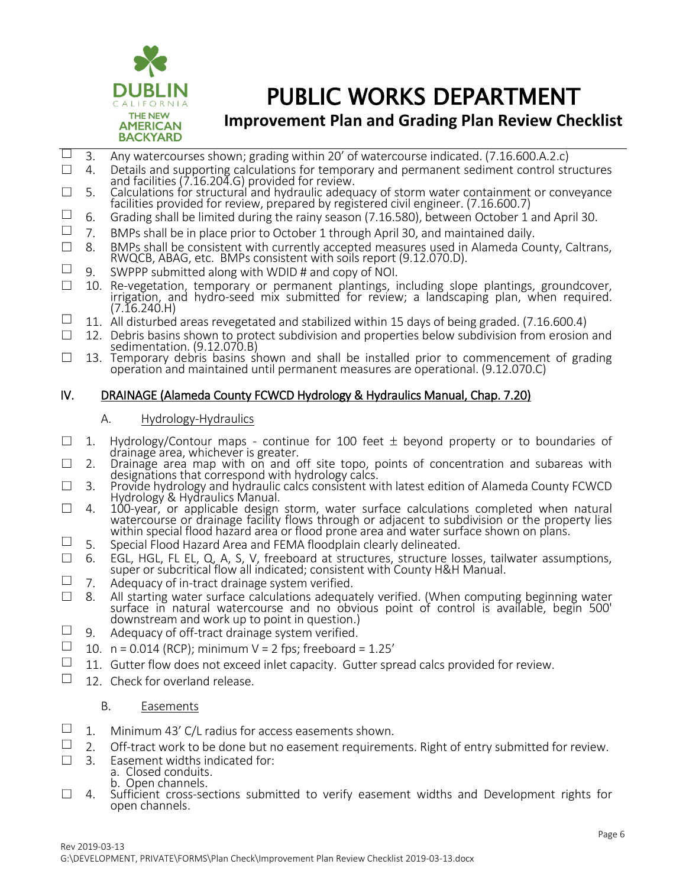- ☐ 3. Any watercourses shown; grading within 20' of watercourse indicated. (7.16.600.A.2.c)
- ☐ 4. Details and supporting calculations for temporary and permanent sediment control structures and facilities (7.16.204.G) provided for review.
- ☐ 5. Calculations for structural and hydraulic adequacy of storm water containment or conveyance facilities provided for review, prepared by registered civil engineer. (7.16.600.7)
- ☐ 6. Grading shall be limited during the rainy season (7.16.580), between October 1 and April 30.
- ☐ 7. BMPs shall be in place prior to October 1 through April 30, and maintained daily.
- ☐ 8. BMPs shall be consistent with currently accepted measures used in Alameda County, Caltrans, RWQCB, ABAG, etc. BMPs consistent with soils report (9.12.070.D).
- ☐ 9. SWPPP submitted along with WDID # and copy of NOI.
- ☐ 10. Re-vegetation, temporary or permanent plantings, including slope plantings, groundcover, irrigation, and hydro-seed mix submitted for review; a landscaping plan, when required. (7.16.240.H)
- ☐ 11. All disturbed areas revegetated and stabilized within 15 days of being graded. (7.16.600.4)
- ☐ 12. Debris basins shown to protect subdivision and properties below subdivision from erosion and sedimentation. (9.12.070.B)
- ☐ 13. Temporary debris basins shown and shall be installed prior to commencement of grading operation and maintained until permanent measures are operational. (9.12.070.C)

## IV. DRAINAGE (Alameda County FCWCD Hydrology & Hydraulics Manual, Chap. 7.20)

### A. Hydrology-Hydraulics

- ☐ 1. Hydrology/Contour maps - continue for 100 feet ± beyond property or to boundaries of drainage area, whichever is greater.
- ☐ 2. Drainage area map with on and off site topo, points of concentration and subareas with designations that correspond with hydrology calcs.
- ☐ 3. Provide hydrology and hydraulic calcs consistent with latest edition of Alameda County FCWCD Hydrology & Hydraulics Manual.
- ☐ 4. 100-year, or applicable design storm, water surface calculations completed when natural watercourse or drainage facility flows through or adjacent to subdivision or the property lies within special flood hazard area or flood prone area and water surface shown on plans.
- ☐ 5. Special Flood Hazard Area and FEMA floodplain clearly delineated.
- ☐ 6. EGL, HGL, FL EL, Q, A, S, V, freeboard at structures, structure losses, tailwater assumptions, super or subcritical flow all indicated; consistent with County H&H Manual.
- ☐ 7. Adequacy of in-tract drainage system verified.
- ☐ 8. All starting water surface calculations adequately verified. (When computing beginning water surface in natural watercourse and no obvious point of control is available, begin 500' downstream and work up to point in question.)
- ☐ 9. Adequacy of off-tract drainage system verified.
- ☐ 10. $n = 0.014$ (RCP); minimum $V = 2$ fps; freeboard = 1.25'
- ☐ 11. Gutter flow does not exceed inlet capacity. Gutter spread calcs provided for review.
- ☐ 12. Check for overland release.

### B. Easements

- ☐ 1. Minimum 43' C/L radius for access easements shown.
- ☐ 2. Off-tract work to be done but no easement requirements. Right of entry submitted for review.
- ☐ 3. Easement widths indicated for:
  - a. Closed conduits.
  - b. Open channels.
- ☐ 4. Sufficient cross-sections submitted to verify easement widths and Development rights for open channels.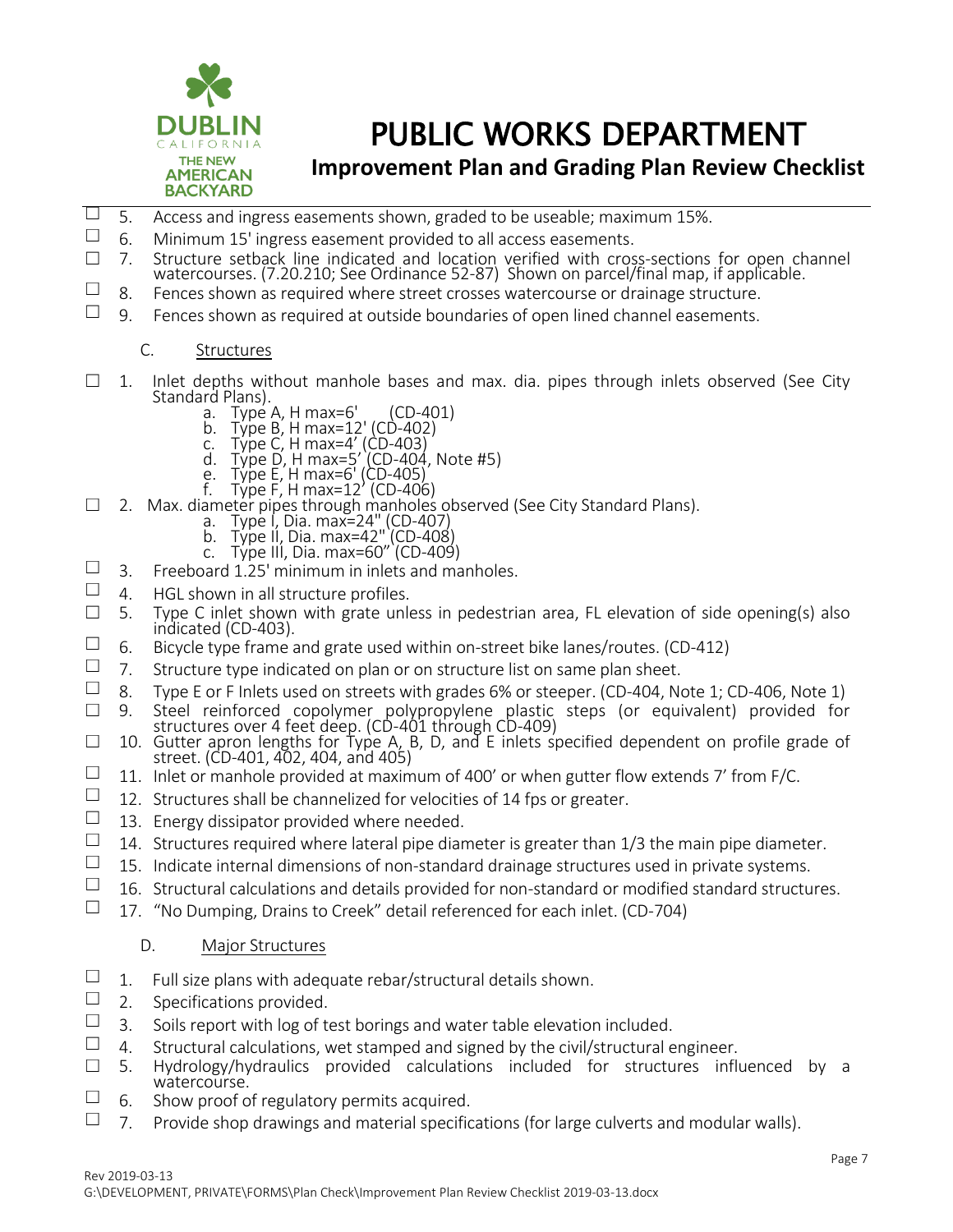# PUBLIC WORKS DEPARTMENT

## Improvement Plan and Grading Plan Review Checklist

- ☐ 5. Access and ingress easements shown, graded to be useable; maximum 15%.
- ☐ 6. Minimum 15' ingress easement provided to all access easements.
- ☐ 7. Structure setback line indicated and location verified with cross-sections for open channel watercourses. (7.20.210; See Ordinance 52-87) Shown on parcel/final map, if applicable.
- ☐ 8. Fences shown as required where street crosses watercourse or drainage structure.
- ☐ 9. Fences shown as required at outside boundaries of open lined channel easements.

### C. Structures

- ☐ 1. Inlet depths without manhole bases and max. dia. pipes through inlets observed (See City Standard Plans).
  - a. Type A, H max=6' (CD-401)
  - b. Type B, H max=12' (CD-402)
  - c. Type C, H max=4' (CD-403)
  - d. Type D, H max=5' (CD-404, Note #5)
  - e. Type E, H max=6' (CD-405)
  - f. Type F, H max=12' (CD-406)
- ☐ 2. Max. diameter pipes through manholes observed (See City Standard Plans).
  - a. Type I, Dia. max=24" (CD-407)
  - b. Type II, Dia. max=42" (CD-408)
  - c. Type III, Dia. max=60" (CD-409)
- ☐ 3. Freeboard 1.25' minimum in inlets and manholes.
- ☐ 4. HGL shown in all structure profiles.
- ☐ 5. Type C inlet shown with grate unless in pedestrian area, FL elevation of side opening(s) also indicated (CD-403).
- ☐ 6. Bicycle type frame and grate used within on-street bike lanes/routes. (CD-412)
- ☐ 7. Structure type indicated on plan or on structure list on same plan sheet.
- ☐ 8. Type E or F Inlets used on streets with grades 6% or steeper. (CD-404, Note 1; CD-406, Note 1)
- ☐ 9. Steel reinforced copolymer polypropylene plastic steps (or equivalent) provided for structures over 4 feet deep. (CD-401 through CD-409)
- ☐ 10. Gutter apron lengths for Type A, B, D, and E inlets specified dependent on profile grade of street. (CD-401, 402, 404, and 405)
- ☐ 11. Inlet or manhole provided at maximum of 400' or when gutter flow extends 7' from F/C.
- ☐ 12. Structures shall be channelized for velocities of 14 fps or greater.
- ☐ 13. Energy dissipator provided where needed.
- ☐ 14. Structures required where lateral pipe diameter is greater than 1/3 the main pipe diameter.
- ☐ 15. Indicate internal dimensions of non-standard drainage structures used in private systems.
- ☐ 16. Structural calculations and details provided for non-standard or modified standard structures.
- ☐ 17. "No Dumping, Drains to Creek" detail referenced for each inlet. (CD-704)

### D. Major Structures

- ☐ 1. Full size plans with adequate rebar/structural details shown.
- ☐ 2. Specifications provided.
- ☐ 3. Soils report with log of test borings and water table elevation included.
- ☐ 4. Structural calculations, wet stamped and signed by the civil/structural engineer.
- ☐ 5. Hydrology/hydraulics provided calculations included for structures influenced by a watercourse.
- ☐ 6. Show proof of regulatory permits acquired.
- ☐ 7. Provide shop drawings and material specifications (for large culverts and modular walls).

Rev 2019-03-13
G:\DEVELOPMENT, PRIVATE\FORMS\Plan Check\Improvement Plan Review Checklist 2019-03-13.docx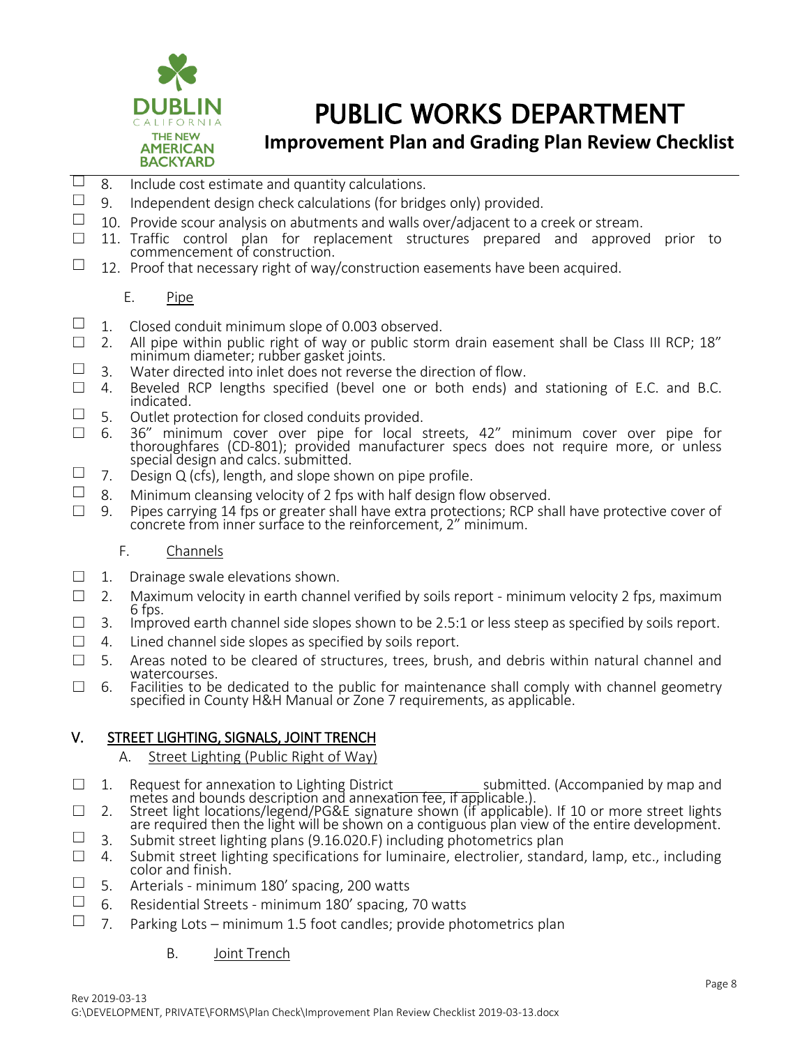- ☐ 8. Include cost estimate and quantity calculations.
- ☐ 9. Independent design check calculations (for bridges only) provided.
- ☐ 10. Provide scour analysis on abutments and walls over/adjacent to a creek or stream.
- ☐ 11. Traffic control plan for replacement structures prepared and approved prior to commencement of construction.
- ☐ 12. Proof that necessary right of way/construction easements have been acquired.

E. Pipe

- ☐ 1. Closed conduit minimum slope of 0.003 observed.
- ☐ 2. All pipe within public right of way or public storm drain easement shall be Class III RCP; 18" minimum diameter; rubber gasket joints.
- ☐ 3. Water directed into inlet does not reverse the direction of flow.
- ☐ 4. Beveled RCP lengths specified (bevel one or both ends) and stationing of E.C. and B.C. indicated.
- ☐ 5. Outlet protection for closed conduits provided.
- ☐ 6. 36" minimum cover over pipe for local streets, 42" minimum cover over pipe for thoroughfares (CD-801); provided manufacturer specs does not require more, or unless special design and calcs. submitted.
- ☐ 7. Design Q (cfs), length, and slope shown on pipe profile.
- ☐ 8. Minimum cleansing velocity of 2 fps with half design flow observed.
- ☐ 9. Pipes carrying 14 fps or greater shall have extra protections; RCP shall have protective cover of concrete from inner surface to the reinforcement, 2" minimum.

F. Channels

- ☐ 1. Drainage swale elevations shown.
- ☐ 2. Maximum velocity in earth channel verified by soils report - minimum velocity 2 fps, maximum 6 fps.
- ☐ 3. Improved earth channel side slopes shown to be 2.5:1 or less steep as specified by soils report.
- ☐ 4. Lined channel side slopes as specified by soils report.
- ☐ 5. Areas noted to be cleared of structures, trees, brush, and debris within natural channel and watercourses.
- ☐ 6. Facilities to be dedicated to the public for maintenance shall comply with channel geometry specified in County H&H Manual or Zone 7 requirements, as applicable.

## V. STREET LIGHTING, SIGNALS, JOINT TRENCH

A. Street Lighting (Public Right of Way)

- ☐ 1. Request for annexation to Lighting District __________ submitted. (Accompanied by map and metes and bounds description and annexation fee, if applicable.).
- ☐ 2. Street light locations/legend/PG&E signature shown (if applicable). If 10 or more street lights are required then the light will be shown on a contiguous plan view of the entire development.
- ☐ 3. Submit street lighting plans (9.16.020.F) including photometrics plan
- ☐ 4. Submit street lighting specifications for luminaire, electrolier, standard, lamp, etc., including color and finish.
- ☐ 5. Arterials - minimum 180' spacing, 200 watts
- ☐ 6. Residential Streets - minimum 180' spacing, 70 watts
- ☐ 7. Parking Lots – minimum 1.5 foot candles; provide photometrics plan

B. Joint Trench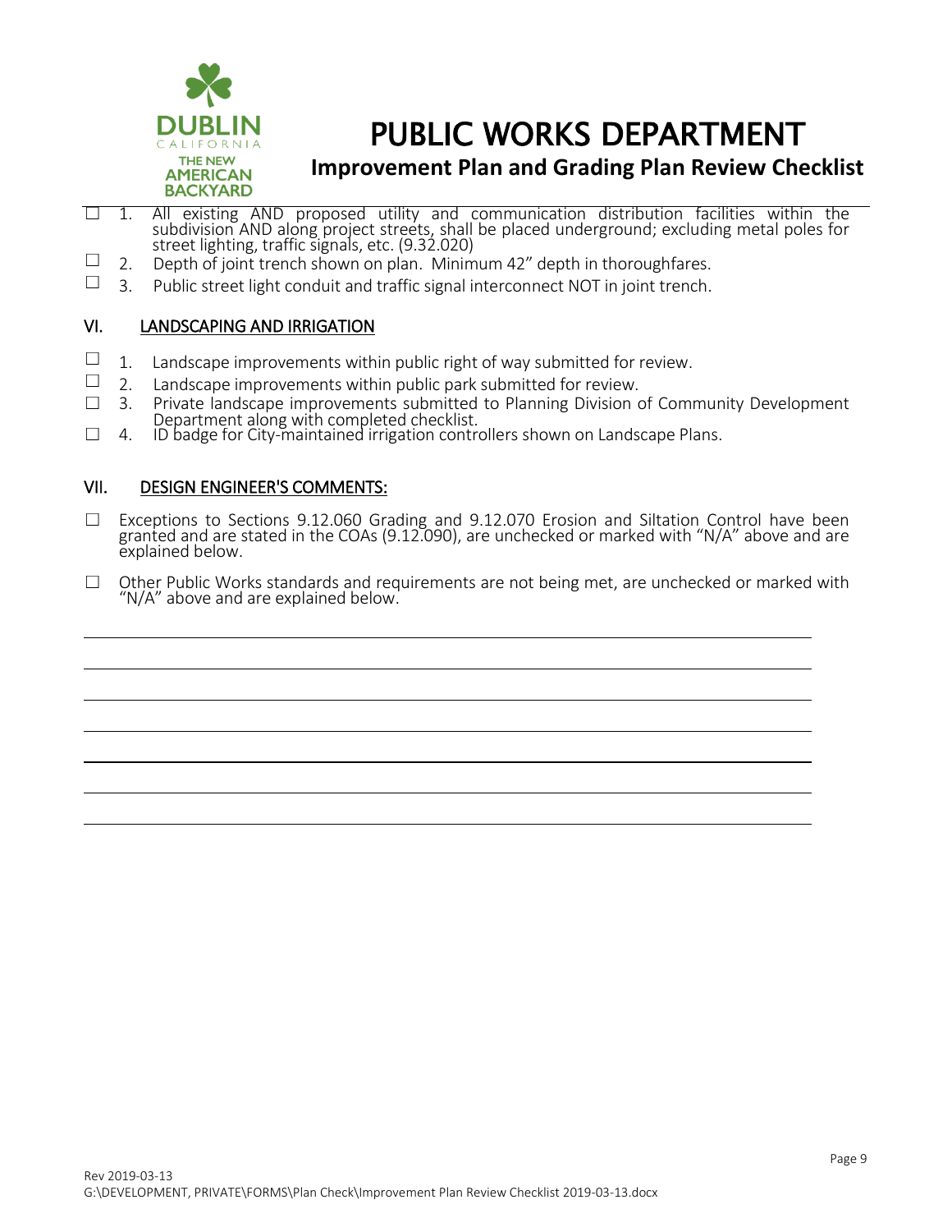# PUBLIC WORKS DEPARTMENT

## Improvement Plan and Grading Plan Review Checklist

☐ 1. All existing AND proposed utility and communication distribution facilities within the subdivision AND along project streets, shall be placed underground; excluding metal poles for street lighting, traffic signals, etc. (9.32.020)

☐ 2. Depth of joint trench shown on plan. Minimum 42" depth in thoroughfares.

☐ 3. Public street light conduit and traffic signal interconnect NOT in joint trench.

## VI. LANDSCAPING AND IRRIGATION

☐ 1. Landscape improvements within public right of way submitted for review.

☐ 2. Landscape improvements within public park submitted for review.

☐ 3. Private landscape improvements submitted to Planning Division of Community Development Department along with completed checklist.

☐ 4. ID badge for City-maintained irrigation controllers shown on Landscape Plans.

## VII. DESIGN ENGINEER'S COMMENTS:

☐ Exceptions to Sections 9.12.060 Grading and 9.12.070 Erosion and Siltation Control have been granted and are stated in the COAs (9.12.090), are unchecked or marked with "N/A" above and are explained below.

☐ Other Public Works standards and requirements are not being met, are unchecked or marked with "N/A" above and are explained below.

\_\_\_\_\_\_\_\_\_\_\_\_\_\_\_\_\_\_\_\_\_\_\_\_\_\_\_\_\_\_\_\_\_\_\_\_\_\_\_\_\_\_\_\_\_\_\_\_\_\_\_\_\_\_\_\_\_\_\_\_\_\_\_\_\_\_\_\_\_\_\_\_\_\_\_\_\_\_

\_\_\_\_\_\_\_\_\_\_\_\_\_\_\_\_\_\_\_\_\_\_\_\_\_\_\_\_\_\_\_\_\_\_\_\_\_\_\_\_\_\_\_\_\_\_\_\_\_\_\_\_\_\_\_\_\_\_\_\_\_\_\_\_\_\_\_\_\_\_\_\_\_\_\_\_\_\_

\_\_\_\_\_\_\_\_\_\_\_\_\_\_\_\_\_\_\_\_\_\_\_\_\_\_\_\_\_\_\_\_\_\_\_\_\_\_\_\_\_\_\_\_\_\_\_\_\_\_\_\_\_\_\_\_\_\_\_\_\_\_\_\_\_\_\_\_\_\_\_\_\_\_\_\_\_\_

\_\_\_\_\_\_\_\_\_\_\_\_\_\_\_\_\_\_\_\_\_\_\_\_\_\_\_\_\_\_\_\_\_\_\_\_\_\_\_\_\_\_\_\_\_\_\_\_\_\_\_\_\_\_\_\_\_\_\_\_\_\_\_\_\_\_\_\_\_\_\_\_\_\_\_\_\_\_

\_\_\_\_\_\_\_\_\_\_\_\_\_\_\_\_\_\_\_\_\_\_\_\_\_\_\_\_\_\_\_\_\_\_\_\_\_\_\_\_\_\_\_\_\_\_\_\_\_\_\_\_\_\_\_\_\_\_\_\_\_\_\_\_\_\_\_\_\_\_\_\_\_\_\_\_\_\_

\_\_\_\_\_\_\_\_\_\_\_\_\_\_\_\_\_\_\_\_\_\_\_\_\_\_\_\_\_\_\_\_\_\_\_\_\_\_\_\_\_\_\_\_\_\_\_\_\_\_\_\_\_\_\_\_\_\_\_\_\_\_\_\_\_\_\_\_\_\_\_\_\_\_\_\_\_\_

\_\_\_\_\_\_\_\_\_\_\_\_\_\_\_\_\_\_\_\_\_\_\_\_\_\_\_\_\_\_\_\_\_\_\_\_\_\_\_\_\_\_\_\_\_\_\_\_\_\_\_\_\_\_\_\_\_\_\_\_\_\_\_\_\_\_\_\_\_\_\_\_\_\_\_\_\_\_